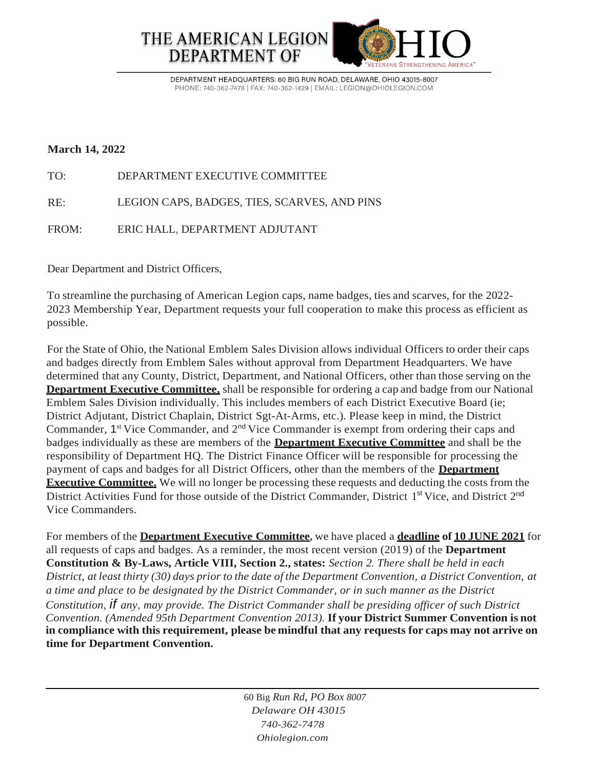# THE AMERICAN LEGION DEPARTMENT OF OHIO

"VETERANS STRENGTHENING AMERICA"

DEPARTMENT HEADQUARTERS: 60 BIG RUN ROAD, DELAWARE, OHIO 43015-8007
PHONE: 740-362-7478 | FAX: 740-362-1429 | EMAIL: LEGION@OHIOLEGION.COM

**March 14, 2022**

TO: DEPARTMENT EXECUTIVE COMMITTEE

RE: LEGION CAPS, BADGES, TIES, SCARVES, AND PINS

FROM: ERIC HALL, DEPARTMENT ADJUTANT

Dear Department and District Officers,

To streamline the purchasing of American Legion caps, name badges, ties and scarves, for the 2022-2023 Membership Year, Department requests your full cooperation to make this process as efficient as possible.

For the State of Ohio, the National Emblem Sales Division allows individual Officers to order their caps and badges directly from Emblem Sales without approval from Department Headquarters. We have determined that any County, District, Department, and National Officers, other than those serving on the **Department Executive Committee,** shall be responsible for ordering a cap and badge from our National Emblem Sales Division individually. This includes members of each District Executive Board (ie; District Adjutant, District Chaplain, District Sgt-At-Arms, etc.). Please keep in mind, the District Commander, 1st Vice Commander, and 2nd Vice Commander is exempt from ordering their caps and badges individually as these are members of the **Department Executive Committee** and shall be the responsibility of Department HQ. The District Finance Officer will be responsible for processing the payment of caps and badges for all District Officers, other than the members of the **Department Executive Committee.** We will no longer be processing these requests and deducting the costs from the District Activities Fund for those outside of the District Commander, District 1st Vice, and District 2nd Vice Commanders.

For members of the **Department Executive Committee,** we have placed a **deadline of 10 JUNE 2021** for all requests of caps and badges. As a reminder, the most recent version (2019) of the **Department Constitution & By-Laws, Article VIII, Section 2., states:** *Section 2. There shall be held in each District, at least thirty (30) days prior to the date of the Department Convention, a District Convention, at a time and place to be designated by the District Commander, or in such manner as the District Constitution, if any, may provide. The District Commander shall be presiding officer of such District Convention. (Amended 95th Department Convention 2013).* **If your District Summer Convention is not in compliance with this requirement, please be mindful that any requests for caps may not arrive on time for Department Convention.**

60 Big Run Rd, PO Box 8007
Delaware OH 43015
740-362-7478
Ohiolegion.com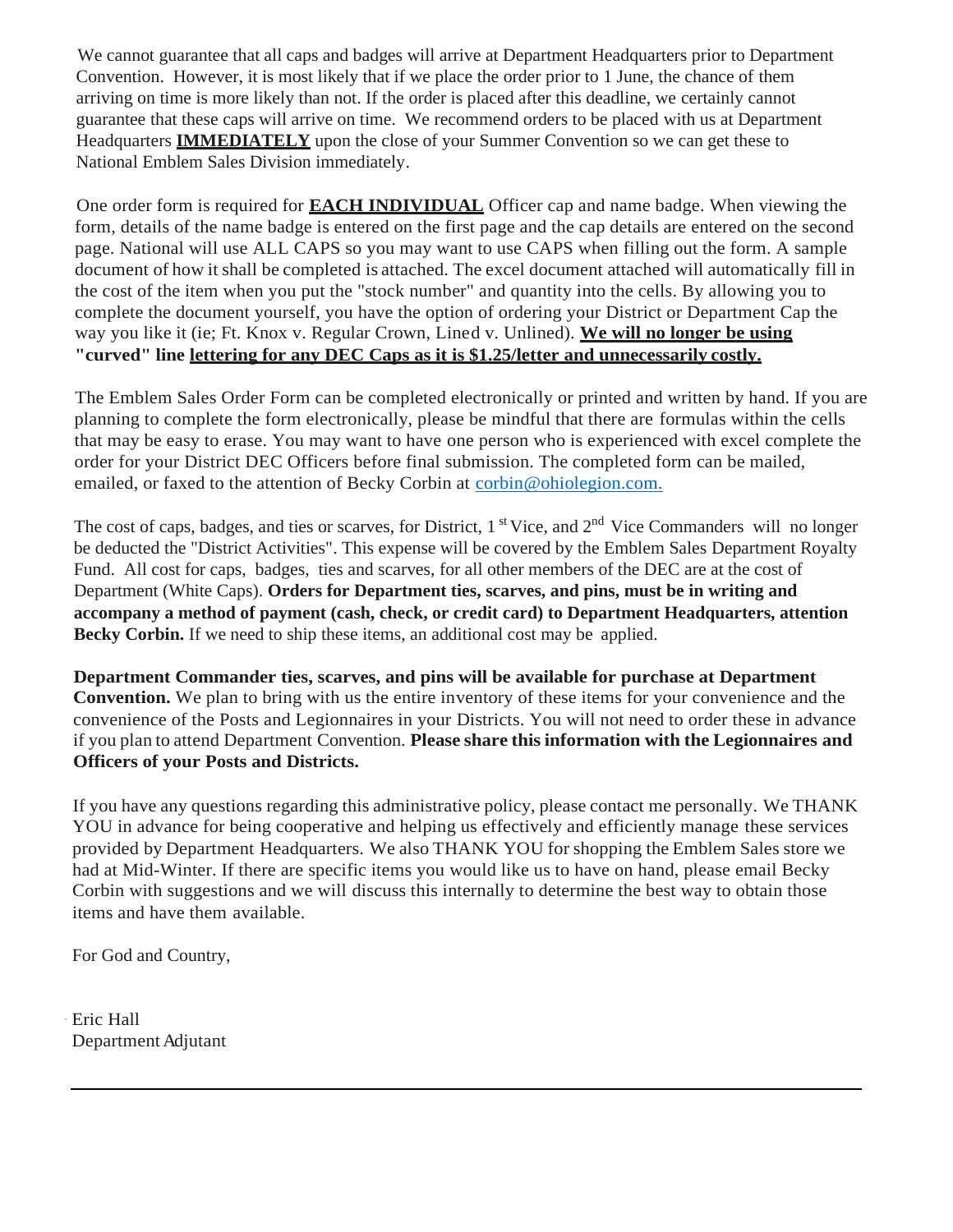We cannot guarantee that all caps and badges will arrive at Department Headquarters prior to Department Convention. However, it is most likely that if we place the order prior to 1 June, the chance of them arriving on time is more likely than not. If the order is placed after this deadline, we certainly cannot guarantee that these caps will arrive on time. We recommend orders to be placed with us at Department Headquarters **IMMEDIATELY** upon the close of your Summer Convention so we can get these to National Emblem Sales Division immediately.

One order form is required for **EACH INDIVIDUAL** Officer cap and name badge. When viewing the form, details of the name badge is entered on the first page and the cap details are entered on the second page. National will use ALL CAPS so you may want to use CAPS when filling out the form. A sample document of how it shall be completed is attached. The excel document attached will automatically fill in the cost of the item when you put the "stock number" and quantity into the cells. By allowing you to complete the document yourself, you have the option of ordering your District or Department Cap the way you like it (ie; Ft. Knox v. Regular Crown, Lined v. Unlined). **We will no longer be using "curved" line lettering for any DEC Caps as it is $1.25/letter and unnecessarily costly.**

The Emblem Sales Order Form can be completed electronically or printed and written by hand. If you are planning to complete the form electronically, please be mindful that there are formulas within the cells that may be easy to erase. You may want to have one person who is experienced with excel complete the order for your District DEC Officers before final submission. The completed form can be mailed, emailed, or faxed to the attention of Becky Corbin at corbin@ohiolegion.com.

The cost of caps, badges, and ties or scarves, for District, 1st Vice, and 2nd Vice Commanders will no longer be deducted the "District Activities". This expense will be covered by the Emblem Sales Department Royalty Fund. All cost for caps, badges, ties and scarves, for all other members of the DEC are at the cost of Department (White Caps). **Orders for Department ties, scarves, and pins, must be in writing and accompany a method of payment (cash, check, or credit card) to Department Headquarters, attention Becky Corbin.** If we need to ship these items, an additional cost may be applied.

**Department Commander ties, scarves, and pins will be available for purchase at Department Convention.** We plan to bring with us the entire inventory of these items for your convenience and the convenience of the Posts and Legionnaires in your Districts. You will not need to order these in advance if you plan to attend Department Convention. **Please share this information with the Legionnaires and Officers of your Posts and Districts.**

If you have any questions regarding this administrative policy, please contact me personally. We THANK YOU in advance for being cooperative and helping us effectively and efficiently manage these services provided by Department Headquarters. We also THANK YOU for shopping the Emblem Sales store we had at Mid-Winter. If there are specific items you would like us to have on hand, please email Becky Corbin with suggestions and we will discuss this internally to determine the best way to obtain those items and have them available.

For God and Country,

Eric Hall
Department Adjutant